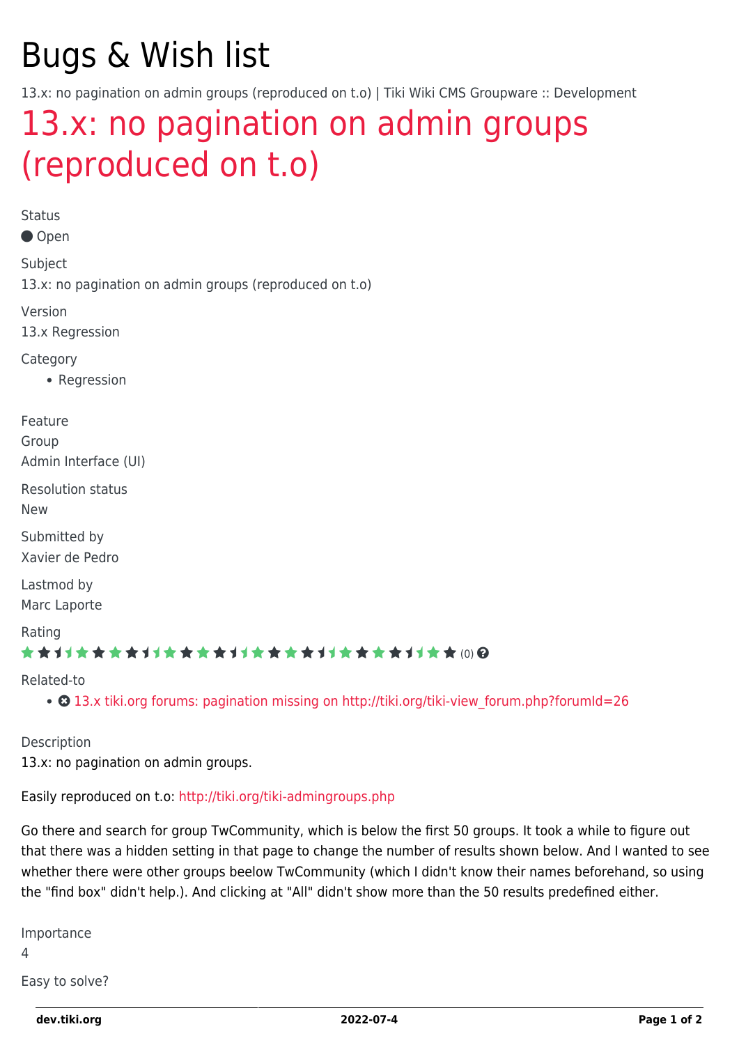# Bugs & Wish list

13.x: no pagination on admin groups (reproduced on t.o) | Tiki Wiki CMS Groupware :: Development

## 13.x: no pagination on admin groups (reproduced on t.o)

Status

Open

Subject

13.x: no pagination on admin groups (reproduced on t.o)

Version

13.x Regression

Category

- Regression

Feature

Group

Admin Interface (UI)

Resolution status

New

Submitted by

Xavier de Pedro

Lastmod by

Marc Laporte

Rating

(0)

Related-to

- 13.x tiki.org forums: pagination missing on http://tiki.org/tiki-view_forum.php?forumId=26

Description

13.x: no pagination on admin groups.

Easily reproduced on t.o: http://tiki.org/tiki-admingroups.php

Go there and search for group TwCommunity, which is below the first 50 groups. It took a while to figure out that there was a hidden setting in that page to change the number of results shown below. And I wanted to see whether there were other groups beelow TwCommunity (which I didn't know their names beforehand, so using the "find box" didn't help.). And clicking at "All" didn't show more than the 50 results predefined either.

Importance

4

Easy to solve?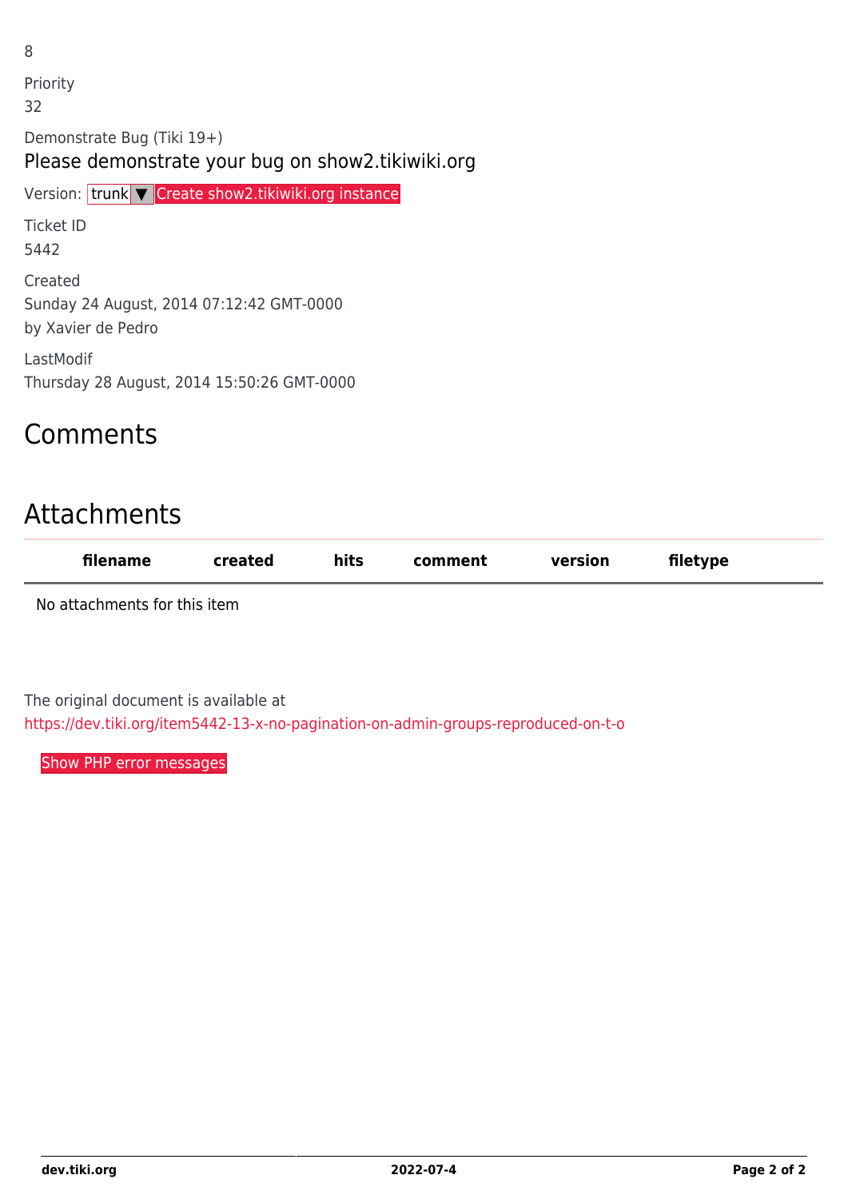8

Priority

32

Demonstrate Bug (Tiki 19+)

Please demonstrate your bug on show2.tikiwiki.org

Version: trunk ▼ Create show2.tikiwiki.org instance

Ticket ID

5442

Created

Sunday 24 August, 2014 07:12:42 GMT-0000

by Xavier de Pedro

LastModif

Thursday 28 August, 2014 15:50:26 GMT-0000

## Comments

## Attachments

| filename | created | hits | comment | version | filetype |
|---|---|---|---|---|---|
| No attachments for this item | | | | | |

The original document is available at
https://dev.tiki.org/item5442-13-x-no-pagination-on-admin-groups-reproduced-on-t-o

Show PHP error messages